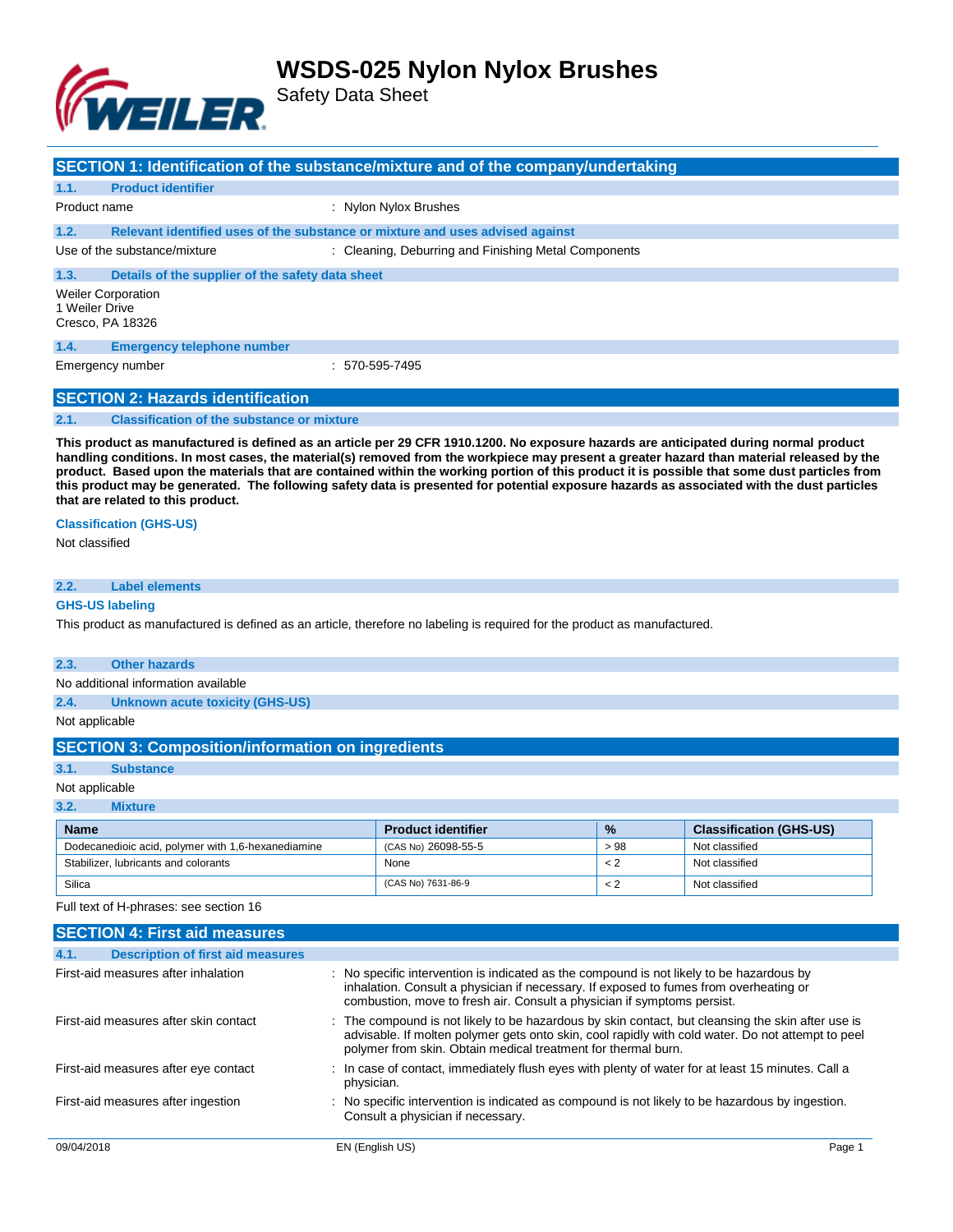# WSDS-025 Nylon Nylox Brushes

Safety Data Sheet

## SECTION 1: Identification of the substance/mixture and of the company/undertaking

### 1.1. Product identifier

Product name : Nylon Nylox Brushes

### 1.2. Relevant identified uses of the substance or mixture and uses advised against

Use of the substance/mixture : Cleaning, Deburring and Finishing Metal Components

### 1.3. Details of the supplier of the safety data sheet

Weiler Corporation
1 Weiler Drive
Cresco, PA 18326

### 1.4. Emergency telephone number

Emergency number : 570-595-7495

## SECTION 2: Hazards identification

### 2.1. Classification of the substance or mixture

**This product as manufactured is defined as an article per 29 CFR 1910.1200. No exposure hazards are anticipated during normal product handling conditions. In most cases, the material(s) removed from the workpiece may present a greater hazard than material released by the product. Based upon the materials that are contained within the working portion of this product it is possible that some dust particles from this product may be generated. The following safety data is presented for potential exposure hazards as associated with the dust particles that are related to this product.**

**Classification (GHS-US)**

Not classified

### 2.2. Label elements

**GHS-US labeling**

This product as manufactured is defined as an article, therefore no labeling is required for the product as manufactured.

### 2.3. Other hazards

No additional information available

### 2.4. Unknown acute toxicity (GHS-US)

Not applicable

## SECTION 3: Composition/information on ingredients

### 3.1. Substance

Not applicable

### 3.2. Mixture

| Name | Product identifier | % | Classification (GHS-US) |
|---|---|---|---|
| Dodecanedioic acid, polymer with 1,6-hexanediamine | (CAS No) 26098-55-5 | > 98 | Not classified |
| Stabilizer, lubricants and colorants | None | < 2 | Not classified |
| Silica | (CAS No) 7631-86-9 | < 2 | Not classified |

Full text of H-phrases: see section 16

## SECTION 4: First aid measures

### 4.1. Description of first aid measures

First-aid measures after inhalation : No specific intervention is indicated as the compound is not likely to be hazardous by inhalation. Consult a physician if necessary. If exposed to fumes from overheating or combustion, move to fresh air. Consult a physician if symptoms persist.

First-aid measures after skin contact : The compound is not likely to be hazardous by skin contact, but cleansing the skin after use is advisable. If molten polymer gets onto skin, cool rapidly with cold water. Do not attempt to peel polymer from skin. Obtain medical treatment for thermal burn.

First-aid measures after eye contact : In case of contact, immediately flush eyes with plenty of water for at least 15 minutes. Call a physician.

First-aid measures after ingestion : No specific intervention is indicated as compound is not likely to be hazardous by ingestion. Consult a physician if necessary.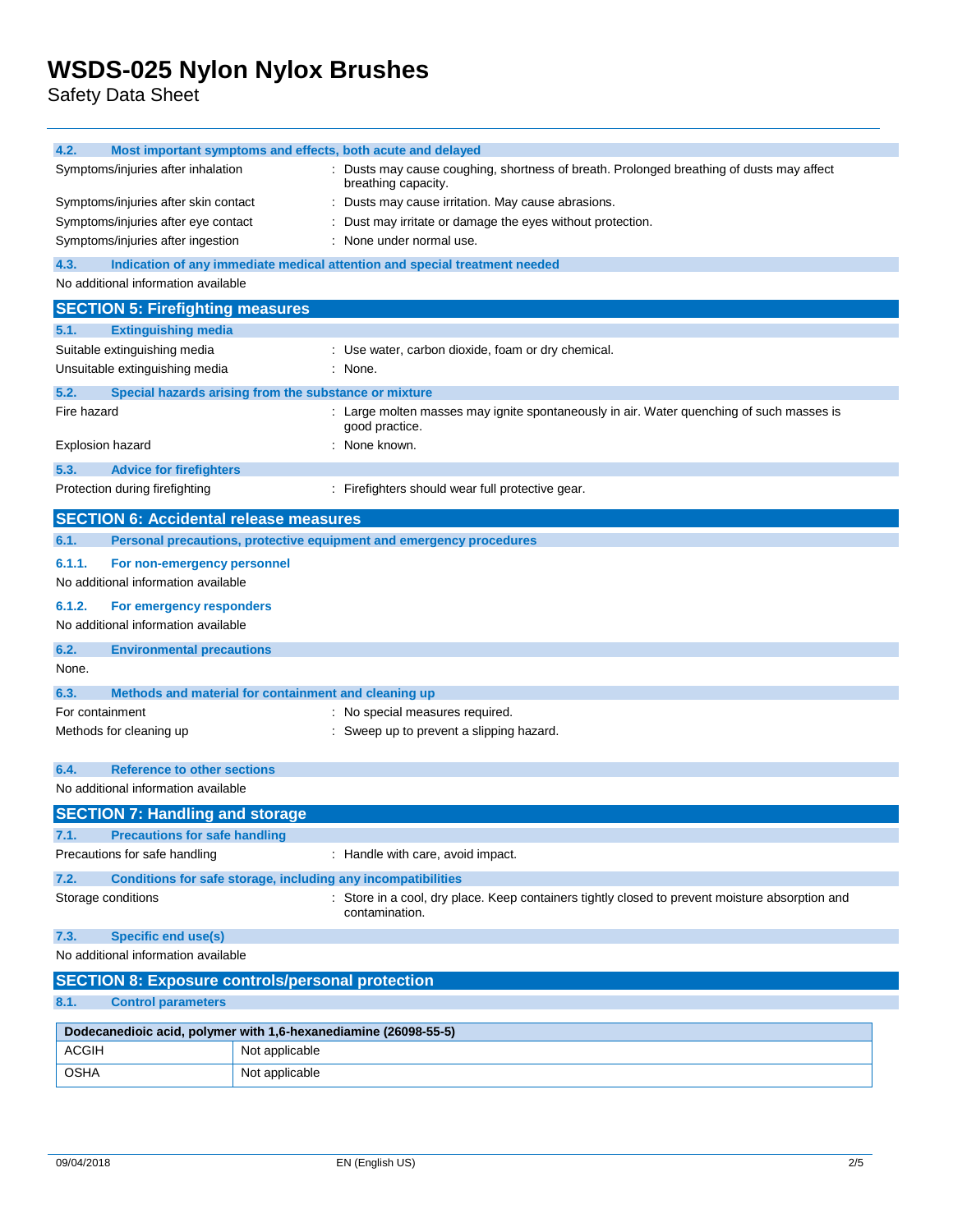### 4.2. Most important symptoms and effects, both acute and delayed

Symptoms/injuries after inhalation : Dusts may cause coughing, shortness of breath. Prolonged breathing of dusts may affect breathing capacity.

Symptoms/injuries after skin contact : Dusts may cause irritation. May cause abrasions.

Symptoms/injuries after eye contact : Dust may irritate or damage the eyes without protection.

Symptoms/injuries after ingestion : None under normal use.

### 4.3. Indication of any immediate medical attention and special treatment needed

No additional information available

## SECTION 5: Firefighting measures

### 5.1. Extinguishing media

Suitable extinguishing media : Use water, carbon dioxide, foam or dry chemical.

Unsuitable extinguishing media : None.

### 5.2. Special hazards arising from the substance or mixture

Fire hazard : Large molten masses may ignite spontaneously in air. Water quenching of such masses is good practice.

Explosion hazard : None known.

### 5.3. Advice for firefighters

Protection during firefighting : Firefighters should wear full protective gear.

## SECTION 6: Accidental release measures

### 6.1. Personal precautions, protective equipment and emergency procedures

#### 6.1.1. For non-emergency personnel

No additional information available

#### 6.1.2. For emergency responders

No additional information available

### 6.2. Environmental precautions

None.

### 6.3. Methods and material for containment and cleaning up

For containment : No special measures required.

Methods for cleaning up : Sweep up to prevent a slipping hazard.

### 6.4. Reference to other sections

No additional information available

## SECTION 7: Handling and storage

### 7.1. Precautions for safe handling

Precautions for safe handling : Handle with care, avoid impact.

### 7.2. Conditions for safe storage, including any incompatibilities

Storage conditions : Store in a cool, dry place. Keep containers tightly closed to prevent moisture absorption and contamination.

### 7.3. Specific end use(s)

No additional information available

## SECTION 8: Exposure controls/personal protection

### 8.1. Control parameters

| Dodecanedioic acid, polymer with 1,6-hexanediamine (26098-55-5) | |
|---|---|
| ACGIH | Not applicable |
| OSHA | Not applicable |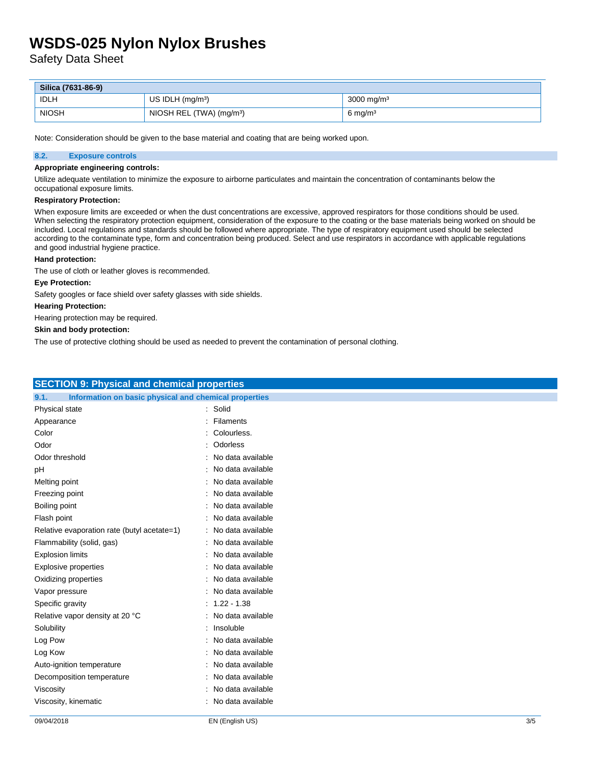| Silica (7631-86-9) | | |
|---|---|---|
| IDLH | US IDLH (mg/m³) | 3000 mg/m³ |
| NIOSH | NIOSH REL (TWA) (mg/m³) | 6 mg/m³ |

Note: Consideration should be given to the base material and coating that are being worked upon.

### 8.2. Exposure controls

**Appropriate engineering controls:**

Utilize adequate ventilation to minimize the exposure to airborne particulates and maintain the concentration of contaminants below the occupational exposure limits.

**Respiratory Protection:**

When exposure limits are exceeded or when the dust concentrations are excessive, approved respirators for those conditions should be used. When selecting the respiratory protection equipment, consideration of the exposure to the coating or the base materials being worked on should be included. Local regulations and standards should be followed where appropriate. The type of respiratory equipment used should be selected according to the contaminate type, form and concentration being produced. Select and use respirators in accordance with applicable regulations and good industrial hygiene practice.

**Hand protection:**

The use of cloth or leather gloves is recommended.

**Eye Protection:**

Safety googles or face shield over safety glasses with side shields.

**Hearing Protection:**

Hearing protection may be required.

**Skin and body protection:**

The use of protective clothing should be used as needed to prevent the contamination of personal clothing.

## SECTION 9: Physical and chemical properties

### 9.1. Information on basic physical and chemical properties

| | |
|---|---|
| Physical state | : Solid |
| Appearance | : Filaments |
| Color | : Colourless. |
| Odor | : Odorless |
| Odor threshold | : No data available |
| pH | : No data available |
| Melting point | : No data available |
| Freezing point | : No data available |
| Boiling point | : No data available |
| Flash point | : No data available |
| Relative evaporation rate (butyl acetate=1) | : No data available |
| Flammability (solid, gas) | : No data available |
| Explosion limits | : No data available |
| Explosive properties | : No data available |
| Oxidizing properties | : No data available |
| Vapor pressure | : No data available |
| Specific gravity | : 1.22 - 1.38 |
| Relative vapor density at 20 °C | : No data available |
| Solubility | : Insoluble |
| Log Pow | : No data available |
| Log Kow | : No data available |
| Auto-ignition temperature | : No data available |
| Decomposition temperature | : No data available |
| Viscosity | : No data available |
| Viscosity, kinematic | : No data available |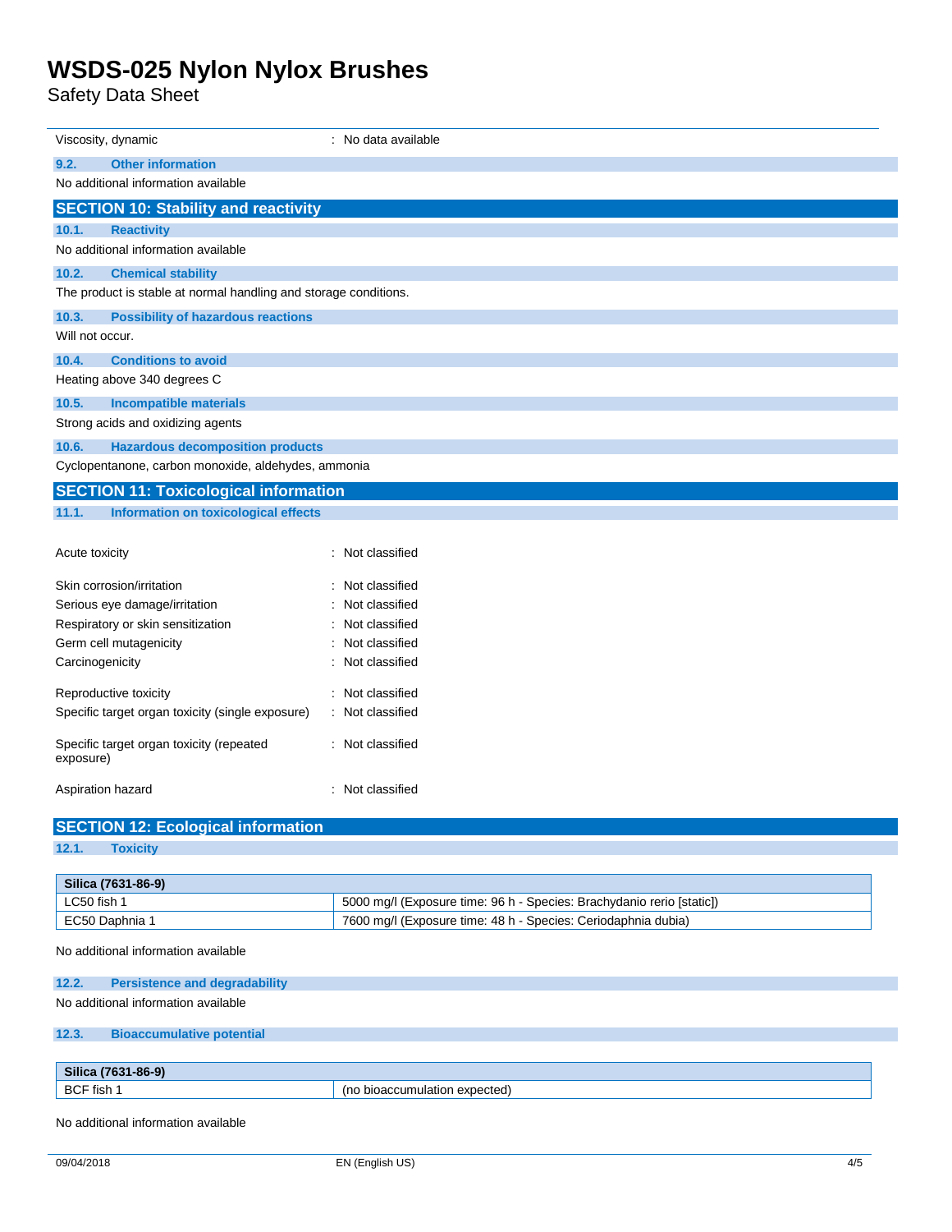| | |
|---|---|
| Viscosity, dynamic | : No data available |

### 9.2. Other information

No additional information available

## SECTION 10: Stability and reactivity

### 10.1. Reactivity

No additional information available

### 10.2. Chemical stability

The product is stable at normal handling and storage conditions.

### 10.3. Possibility of hazardous reactions

Will not occur.

### 10.4. Conditions to avoid

Heating above 340 degrees C

### 10.5. Incompatible materials

Strong acids and oxidizing agents

### 10.6. Hazardous decomposition products

Cyclopentanone, carbon monoxide, aldehydes, ammonia

## SECTION 11: Toxicological information

### 11.1. Information on toxicological effects

| | |
|---|---|
| Acute toxicity | : Not classified |
| Skin corrosion/irritation | : Not classified |
| Serious eye damage/irritation | : Not classified |
| Respiratory or skin sensitization | : Not classified |
| Germ cell mutagenicity | : Not classified |
| Carcinogenicity | : Not classified |
| Reproductive toxicity | : Not classified |
| Specific target organ toxicity (single exposure) | : Not classified |
| Specific target organ toxicity (repeated exposure) | : Not classified |
| Aspiration hazard | : Not classified |

## SECTION 12: Ecological information

### 12.1. Toxicity

| Silica (7631-86-9) | |
|---|---|
| LC50 fish 1 | 5000 mg/l (Exposure time: 96 h - Species: Brachydanio rerio [static]) |
| EC50 Daphnia 1 | 7600 mg/l (Exposure time: 48 h - Species: Ceriodaphnia dubia) |

No additional information available

### 12.2. Persistence and degradability

No additional information available

### 12.3. Bioaccumulative potential

| Silica (7631-86-9) | |
|---|---|
| BCF fish 1 | (no bioaccumulation expected) |

No additional information available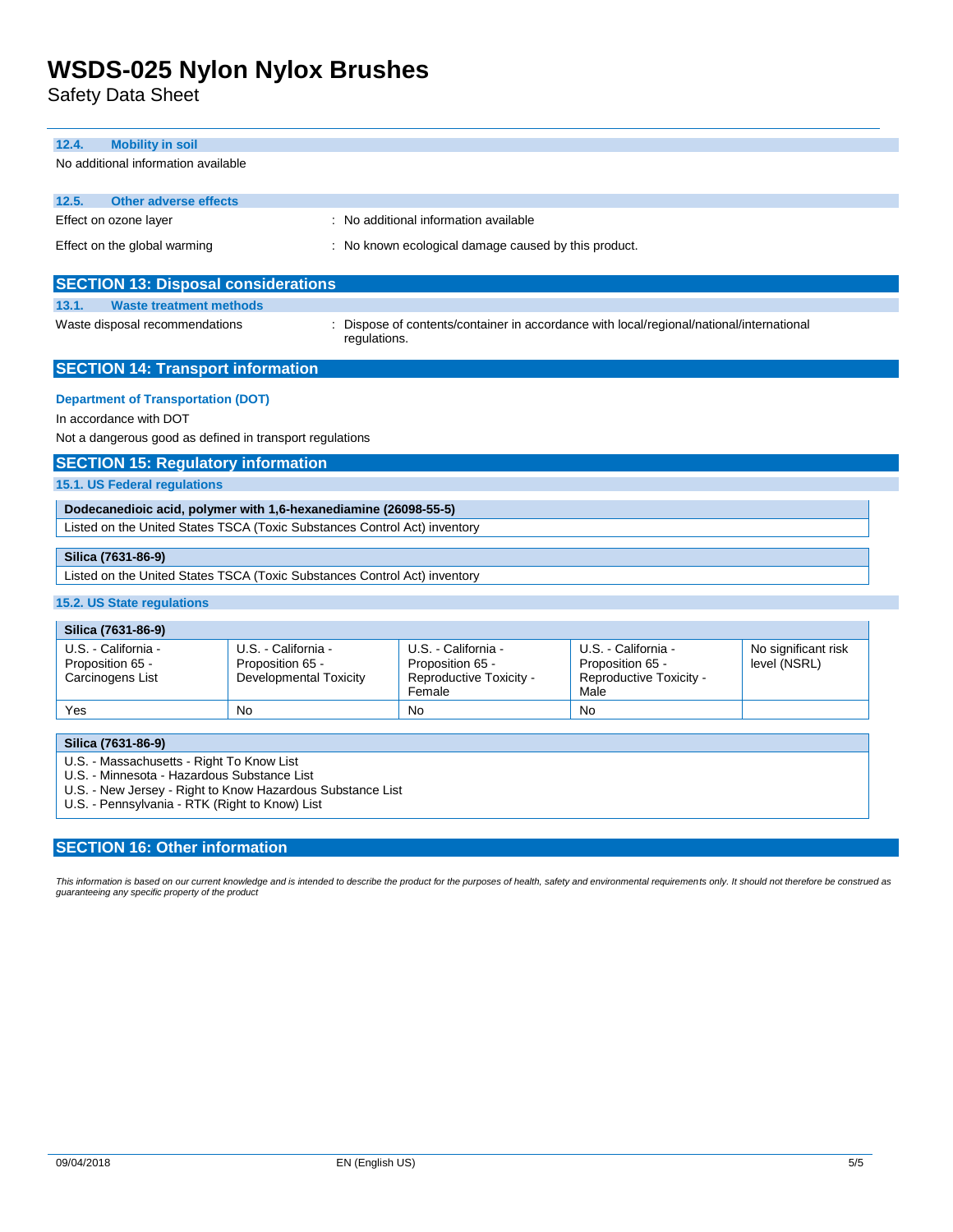### 12.4. Mobility in soil

No additional information available

### 12.5. Other adverse effects

Effect on ozone layer : No additional information available

Effect on the global warming : No known ecological damage caused by this product.

## SECTION 13: Disposal considerations

### 13.1. Waste treatment methods

Waste disposal recommendations : Dispose of contents/container in accordance with local/regional/national/international regulations.

## SECTION 14: Transport information

**Department of Transportation (DOT)**

In accordance with DOT

Not a dangerous good as defined in transport regulations

## SECTION 15: Regulatory information

### 15.1. US Federal regulations

| Dodecanedioic acid, polymer with 1,6-hexanediamine (26098-55-5) |
|---|
| Listed on the United States TSCA (Toxic Substances Control Act) inventory |

| Silica (7631-86-9) |
|---|
| Listed on the United States TSCA (Toxic Substances Control Act) inventory |

### 15.2. US State regulations

| Silica (7631-86-9) | | | | |
|---|---|---|---|---|
| U.S. - California - Proposition 65 - Carcinogens List | U.S. - California - Proposition 65 - Developmental Toxicity | U.S. - California - Proposition 65 - Reproductive Toxicity - Female | U.S. - California - Proposition 65 - Reproductive Toxicity - Male | No significant risk level (NSRL) |
| Yes | No | No | No | |

| Silica (7631-86-9) |
|---|
| U.S. - Massachusetts - Right To Know List<br>U.S. - Minnesota - Hazardous Substance List<br>U.S. - New Jersey - Right to Know Hazardous Substance List<br>U.S. - Pennsylvania - RTK (Right to Know) List |

## SECTION 16: Other information

*This information is based on our current knowledge and is intended to describe the product for the purposes of health, safety and environmental requirements only. It should not therefore be construed as guaranteeing any specific property of the product*